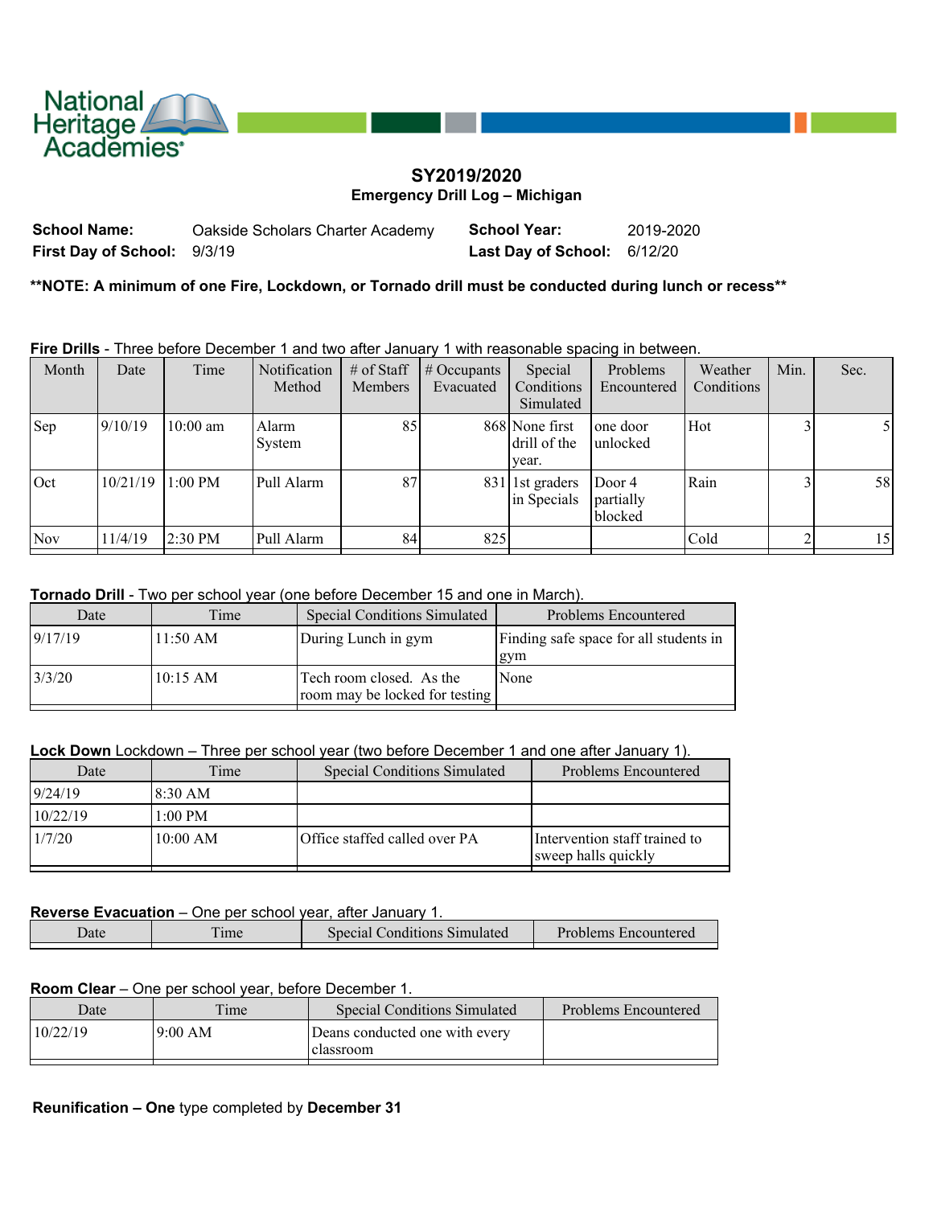National Heritage Academies

## SY2019/2020
### Emergency Drill Log – Michigan

| | | | |
|---|---|---|---|
| **School Name:** | Oakside Scholars Charter Academy | **School Year:** | 2019-2020 |
| **First Day of School:** | 9/3/19 | **Last Day of School:** | 6/12/20 |

**\*\*NOTE: A minimum of one Fire, Lockdown, or Tornado drill must be conducted during lunch or recess\*\***

**Fire Drills** - Three before December 1 and two after January 1 with reasonable spacing in between.

| Month | Date | Time | Notification Method | # of Staff Members | # Occupants Evacuated | Special Conditions Simulated | Problems Encountered | Weather Conditions | Min. | Sec. |
|---|---|---|---|---|---|---|---|---|---|---|
| Sep | 9/10/19 | 10:00 am | Alarm System | 85 | 868 | None first drill of the year. | one door unlocked | Hot | 3 | 5 |
| Oct | 10/21/19 | 1:00 PM | Pull Alarm | 87 | 831 | 1st graders in Specials | Door 4 partially blocked | Rain | 3 | 58 |
| Nov | 11/4/19 | 2:30 PM | Pull Alarm | 84 | 825 | | | Cold | 2 | 15 |

**Tornado Drill** - Two per school year (one before December 15 and one in March).

| Date | Time | Special Conditions Simulated | Problems Encountered |
|---|---|---|---|
| 9/17/19 | 11:50 AM | During Lunch in gym | Finding safe space for all students in gym |
| 3/3/20 | 10:15 AM | Tech room closed. As the room may be locked for testing | None |

**Lock Down** Lockdown – Three per school year (two before December 1 and one after January 1).

| Date | Time | Special Conditions Simulated | Problems Encountered |
|---|---|---|---|
| 9/24/19 | 8:30 AM | | |
| 10/22/19 | 1:00 PM | | |
| 1/7/20 | 10:00 AM | Office staffed called over PA | Intervention staff trained to sweep halls quickly |

**Reverse Evacuation** – One per school year, after January 1.

| Date | Time | Special Conditions Simulated | Problems Encountered |
|---|---|---|---|
| | | | |

**Room Clear** – One per school year, before December 1.

| Date | Time | Special Conditions Simulated | Problems Encountered |
|---|---|---|---|
| 10/22/19 | 9:00 AM | Deans conducted one with every classroom | |

**Reunification – One** type completed by **December 31**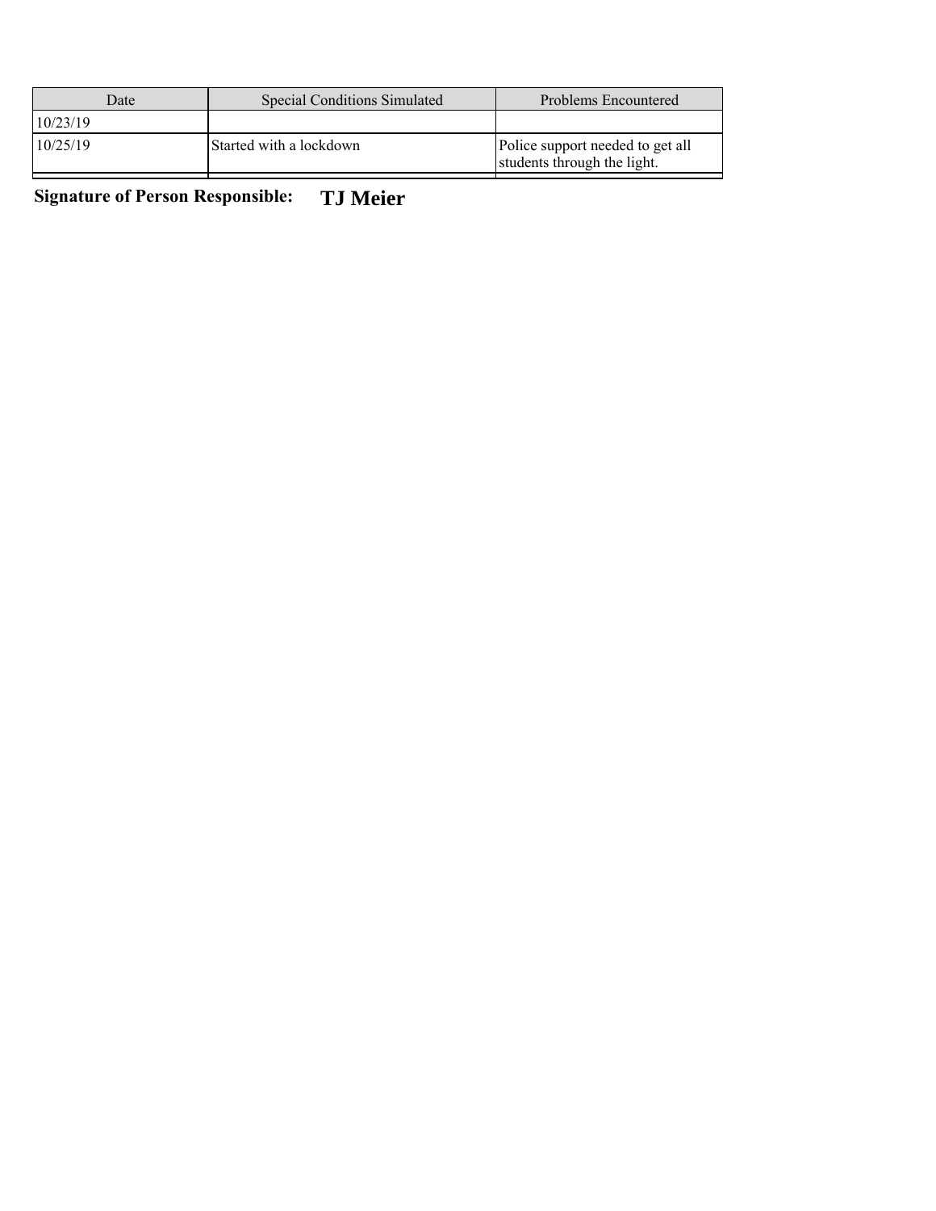| Date | Special Conditions Simulated | Problems Encountered |
|---|---|---|
| 10/23/19 | | |
| 10/25/19 | Started with a lockdown | Police support needed to get all students through the light. |

**Signature of Person Responsible:** **TJ Meier**